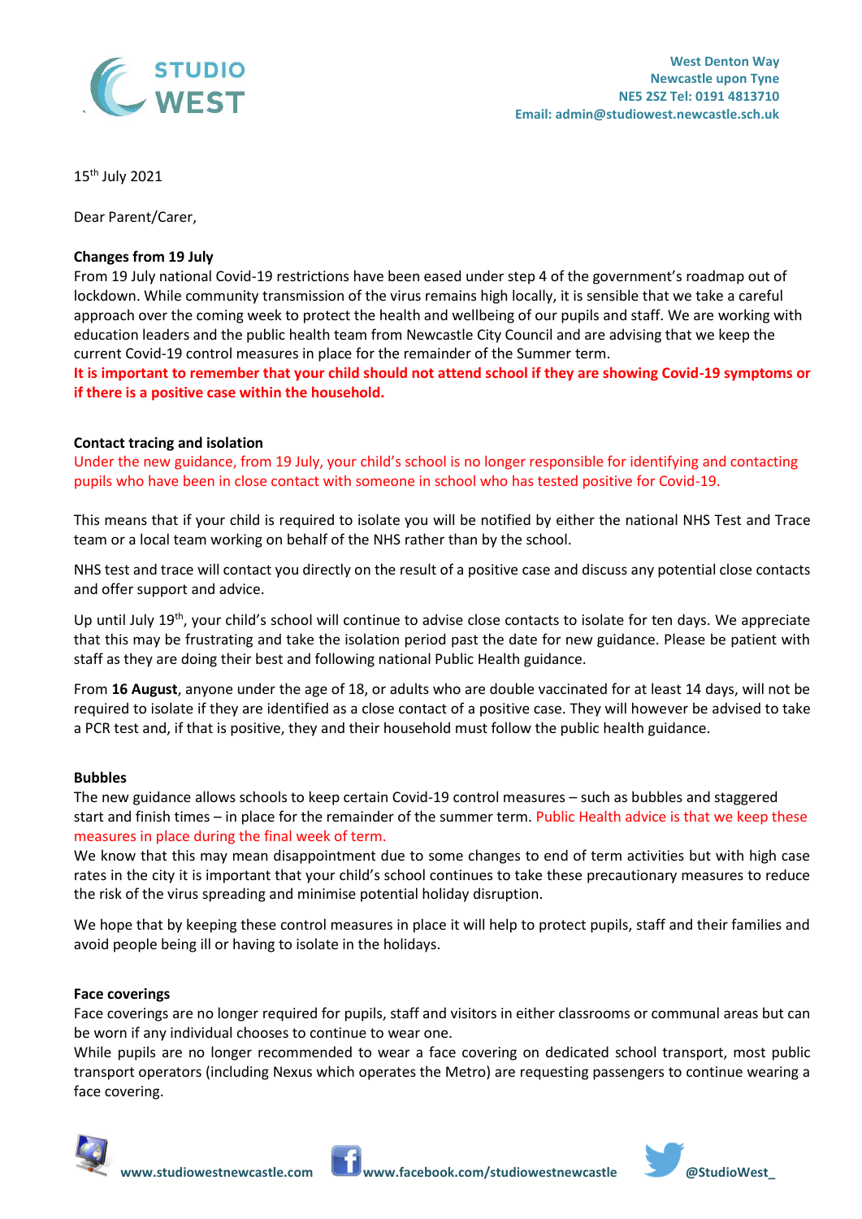STUDIO WEST

West Denton Way
Newcastle upon Tyne
NE5 2SZ Tel: 0191 4813710
Email: admin@studiowest.newcastle.sch.uk

15th July 2021

Dear Parent/Carer,

**Changes from 19 July**

From 19 July national Covid-19 restrictions have been eased under step 4 of the government's roadmap out of lockdown. While community transmission of the virus remains high locally, it is sensible that we take a careful approach over the coming week to protect the health and wellbeing of our pupils and staff. We are working with education leaders and the public health team from Newcastle City Council and are advising that we keep the current Covid-19 control measures in place for the remainder of the Summer term.

**It is important to remember that your child should not attend school if they are showing Covid-19 symptoms or if there is a positive case within the household.**

**Contact tracing and isolation**

Under the new guidance, from 19 July, your child's school is no longer responsible for identifying and contacting pupils who have been in close contact with someone in school who has tested positive for Covid-19.

This means that if your child is required to isolate you will be notified by either the national NHS Test and Trace team or a local team working on behalf of the NHS rather than by the school.

NHS test and trace will contact you directly on the result of a positive case and discuss any potential close contacts and offer support and advice.

Up until July 19th, your child's school will continue to advise close contacts to isolate for ten days. We appreciate that this may be frustrating and take the isolation period past the date for new guidance. Please be patient with staff as they are doing their best and following national Public Health guidance.

From **16 August**, anyone under the age of 18, or adults who are double vaccinated for at least 14 days, will not be required to isolate if they are identified as a close contact of a positive case. They will however be advised to take a PCR test and, if that is positive, they and their household must follow the public health guidance.

**Bubbles**

The new guidance allows schools to keep certain Covid-19 control measures – such as bubbles and staggered start and finish times – in place for the remainder of the summer term. Public Health advice is that we keep these measures in place during the final week of term.

We know that this may mean disappointment due to some changes to end of term activities but with high case rates in the city it is important that your child's school continues to take these precautionary measures to reduce the risk of the virus spreading and minimise potential holiday disruption.

We hope that by keeping these control measures in place it will help to protect pupils, staff and their families and avoid people being ill or having to isolate in the holidays.

**Face coverings**

Face coverings are no longer required for pupils, staff and visitors in either classrooms or communal areas but can be worn if any individual chooses to continue to wear one.

While pupils are no longer recommended to wear a face covering on dedicated school transport, most public transport operators (including Nexus which operates the Metro) are requesting passengers to continue wearing a face covering.

www.studiowestnewcastle.com www.facebook.com/studiowestnewcastle @StudioWest_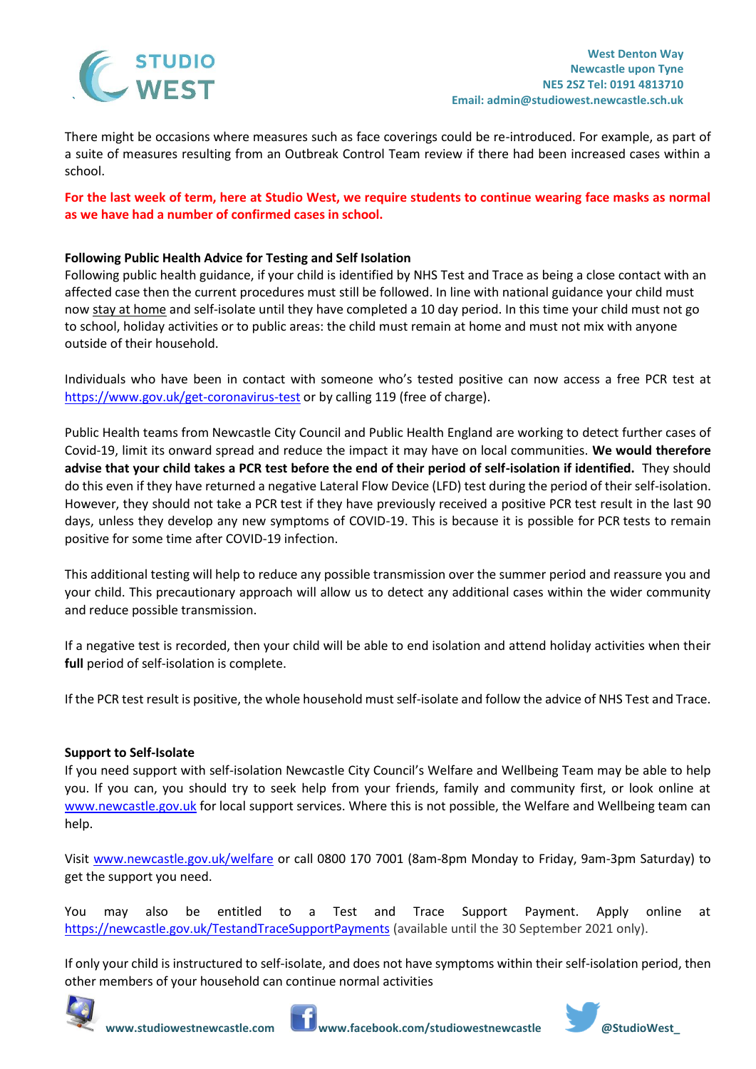There might be occasions where measures such as face coverings could be re-introduced. For example, as part of a suite of measures resulting from an Outbreak Control Team review if there had been increased cases within a school.

**For the last week of term, here at Studio West, we require students to continue wearing face masks as normal as we have had a number of confirmed cases in school.**

**Following Public Health Advice for Testing and Self Isolation**

Following public health guidance, if your child is identified by NHS Test and Trace as being a close contact with an affected case then the current procedures must still be followed. In line with national guidance your child must now stay at home and self-isolate until they have completed a 10 day period. In this time your child must not go to school, holiday activities or to public areas: the child must remain at home and must not mix with anyone outside of their household.

Individuals who have been in contact with someone who's tested positive can now access a free PCR test at https://www.gov.uk/get-coronavirus-test or by calling 119 (free of charge).

Public Health teams from Newcastle City Council and Public Health England are working to detect further cases of Covid-19, limit its onward spread and reduce the impact it may have on local communities. **We would therefore advise that your child takes a PCR test before the end of their period of self-isolation if identified.** They should do this even if they have returned a negative Lateral Flow Device (LFD) test during the period of their self-isolation. However, they should not take a PCR test if they have previously received a positive PCR test result in the last 90 days, unless they develop any new symptoms of COVID-19. This is because it is possible for PCR tests to remain positive for some time after COVID-19 infection.

This additional testing will help to reduce any possible transmission over the summer period and reassure you and your child. This precautionary approach will allow us to detect any additional cases within the wider community and reduce possible transmission.

If a negative test is recorded, then your child will be able to end isolation and attend holiday activities when their **full** period of self-isolation is complete.

If the PCR test result is positive, the whole household must self-isolate and follow the advice of NHS Test and Trace.

**Support to Self-Isolate**

If you need support with self-isolation Newcastle City Council's Welfare and Wellbeing Team may be able to help you. If you can, you should try to seek help from your friends, family and community first, or look online at www.newcastle.gov.uk for local support services. Where this is not possible, the Welfare and Wellbeing team can help.

Visit www.newcastle.gov.uk/welfare or call 0800 170 7001 (8am-8pm Monday to Friday, 9am-3pm Saturday) to get the support you need.

You may also be entitled to a Test and Trace Support Payment. Apply online at https://newcastle.gov.uk/TestandTraceSupportPayments (available until the 30 September 2021 only).

If only your child is instructured to self-isolate, and does not have symptoms within their self-isolation period, then other members of your household can continue normal activities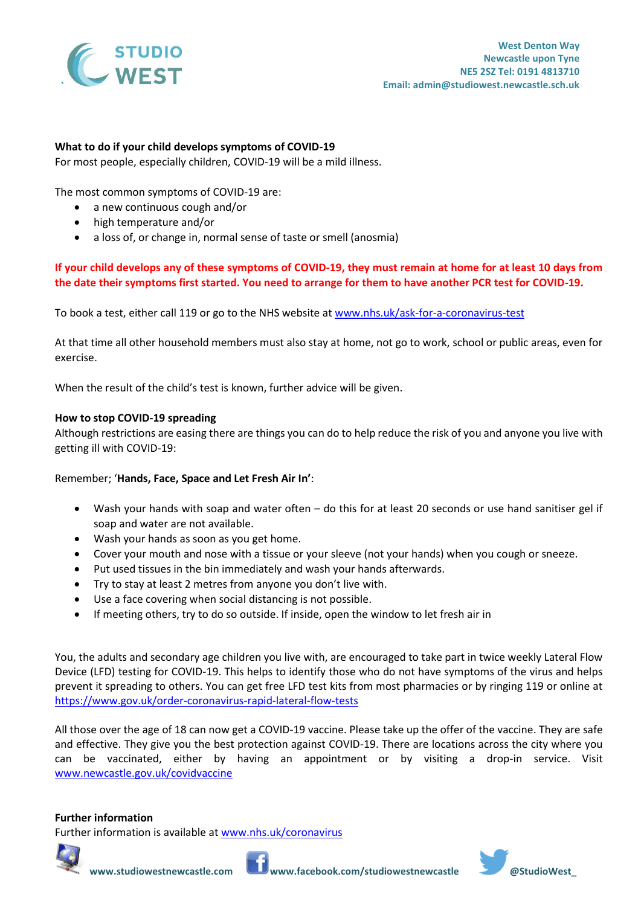**What to do if your child develops symptoms of COVID-19**

For most people, especially children, COVID-19 will be a mild illness.

The most common symptoms of COVID-19 are:

- a new continuous cough and/or
- high temperature and/or
- a loss of, or change in, normal sense of taste or smell (anosmia)

**If your child develops any of these symptoms of COVID-19, they must remain at home for at least 10 days from the date their symptoms first started. You need to arrange for them to have another PCR test for COVID-19.**

To book a test, either call 119 or go to the NHS website at www.nhs.uk/ask-for-a-coronavirus-test

At that time all other household members must also stay at home, not go to work, school or public areas, even for exercise.

When the result of the child's test is known, further advice will be given.

**How to stop COVID-19 spreading**

Although restrictions are easing there are things you can do to help reduce the risk of you and anyone you live with getting ill with COVID-19:

Remember; '**Hands, Face, Space and Let Fresh Air In'**:

- Wash your hands with soap and water often – do this for at least 20 seconds or use hand sanitiser gel if soap and water are not available.
- Wash your hands as soon as you get home.
- Cover your mouth and nose with a tissue or your sleeve (not your hands) when you cough or sneeze.
- Put used tissues in the bin immediately and wash your hands afterwards.
- Try to stay at least 2 metres from anyone you don't live with.
- Use a face covering when social distancing is not possible.
- If meeting others, try to do so outside. If inside, open the window to let fresh air in

You, the adults and secondary age children you live with, are encouraged to take part in twice weekly Lateral Flow Device (LFD) testing for COVID-19. This helps to identify those who do not have symptoms of the virus and helps prevent it spreading to others. You can get free LFD test kits from most pharmacies or by ringing 119 or online at https://www.gov.uk/order-coronavirus-rapid-lateral-flow-tests

All those over the age of 18 can now get a COVID-19 vaccine. Please take up the offer of the vaccine. They are safe and effective. They give you the best protection against COVID-19. There are locations across the city where you can be vaccinated, either by having an appointment or by visiting a drop-in service. Visit www.newcastle.gov.uk/covidvaccine

**Further information**

Further information is available at www.nhs.uk/coronavirus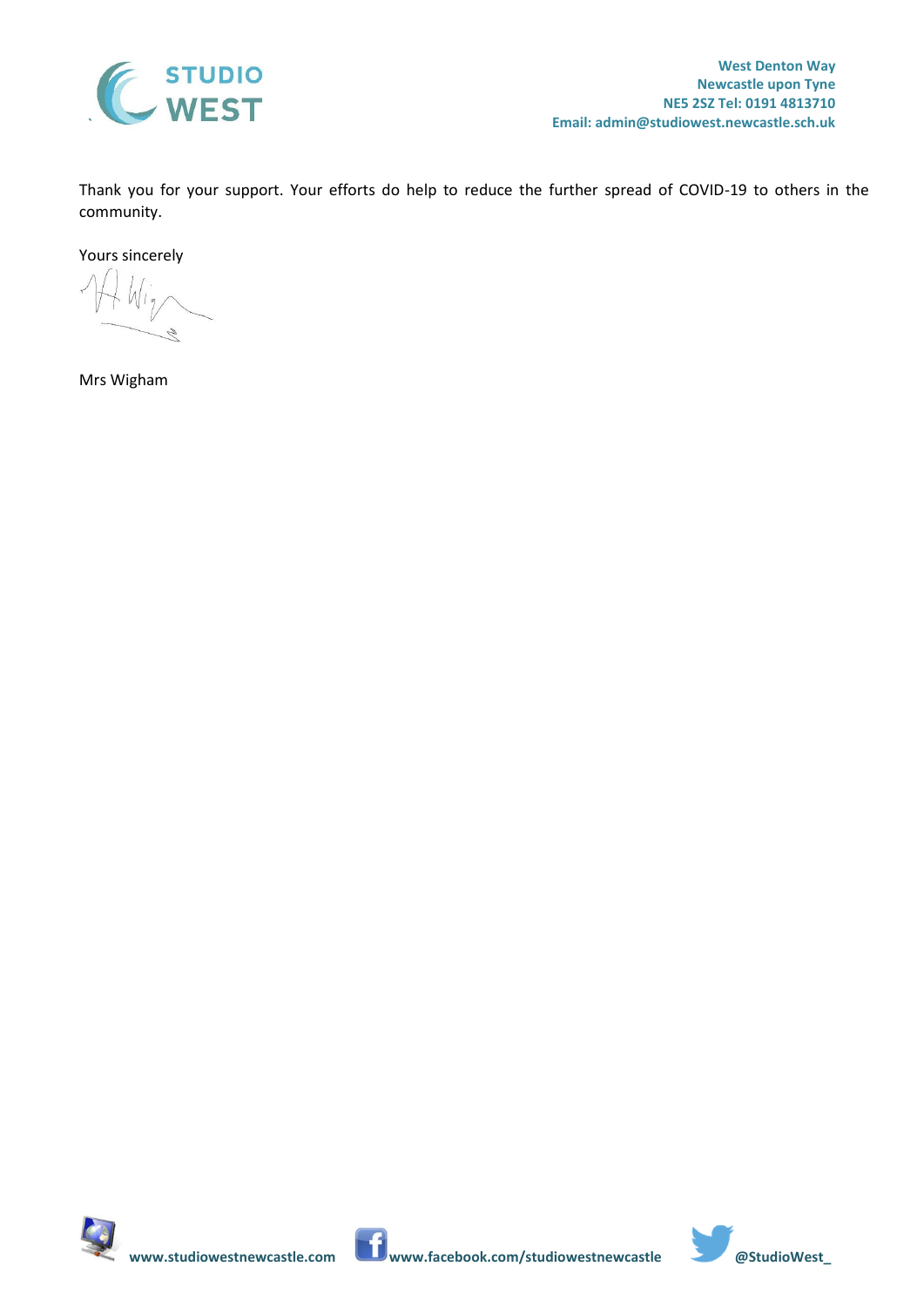Thank you for your support. Your efforts do help to reduce the further spread of COVID-19 to others in the community.

Yours sincerely

Mrs Wigham